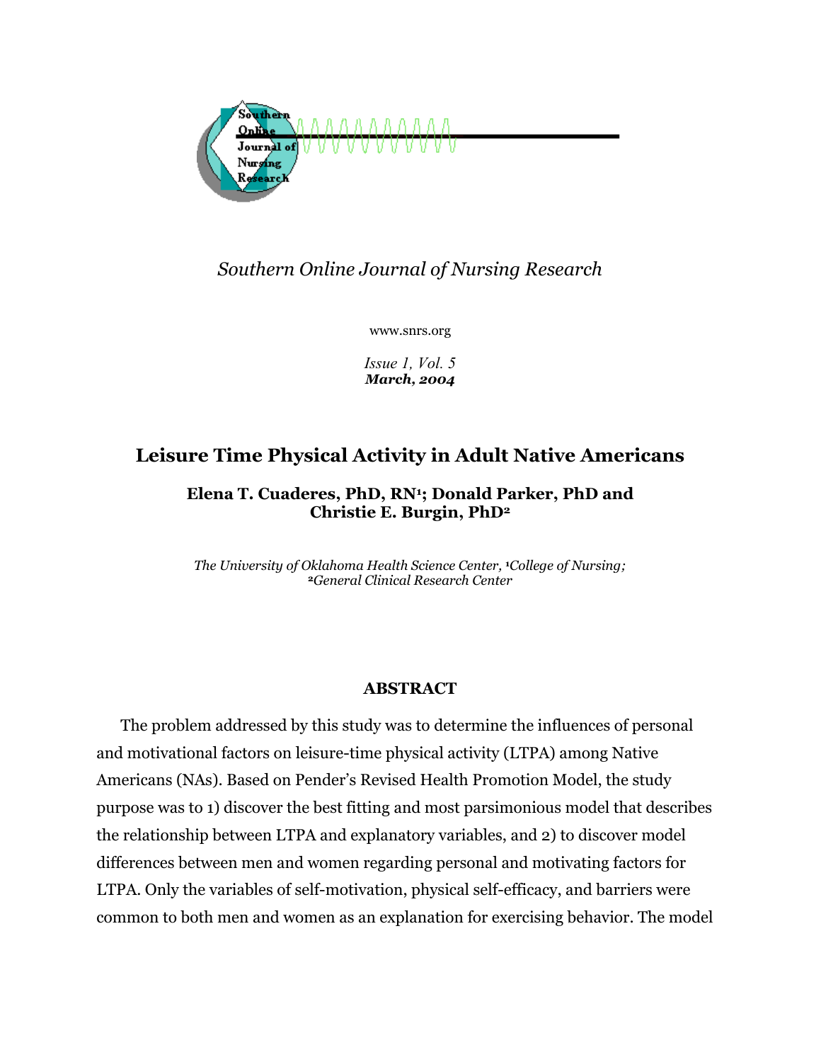*Southern Online Journal of Nursing Research*

www.snrs.org

*Issue 1, Vol. 5*
***March, 2004***

# Leisure Time Physical Activity in Adult Native Americans

**Elena T. Cuaderes, PhD, RN[1]; Donald Parker, PhD and Christie E. Burgin, PhD[2]**

*The University of Oklahoma Health Science Center, [1]College of Nursing; [2]General Clinical Research Center*

## ABSTRACT

The problem addressed by this study was to determine the influences of personal and motivational factors on leisure-time physical activity (LTPA) among Native Americans (NAs). Based on Pender's Revised Health Promotion Model, the study purpose was to 1) discover the best fitting and most parsimonious model that describes the relationship between LTPA and explanatory variables, and 2) to discover model differences between men and women regarding personal and motivating factors for LTPA. Only the variables of self-motivation, physical self-efficacy, and barriers were common to both men and women as an explanation for exercising behavior. The model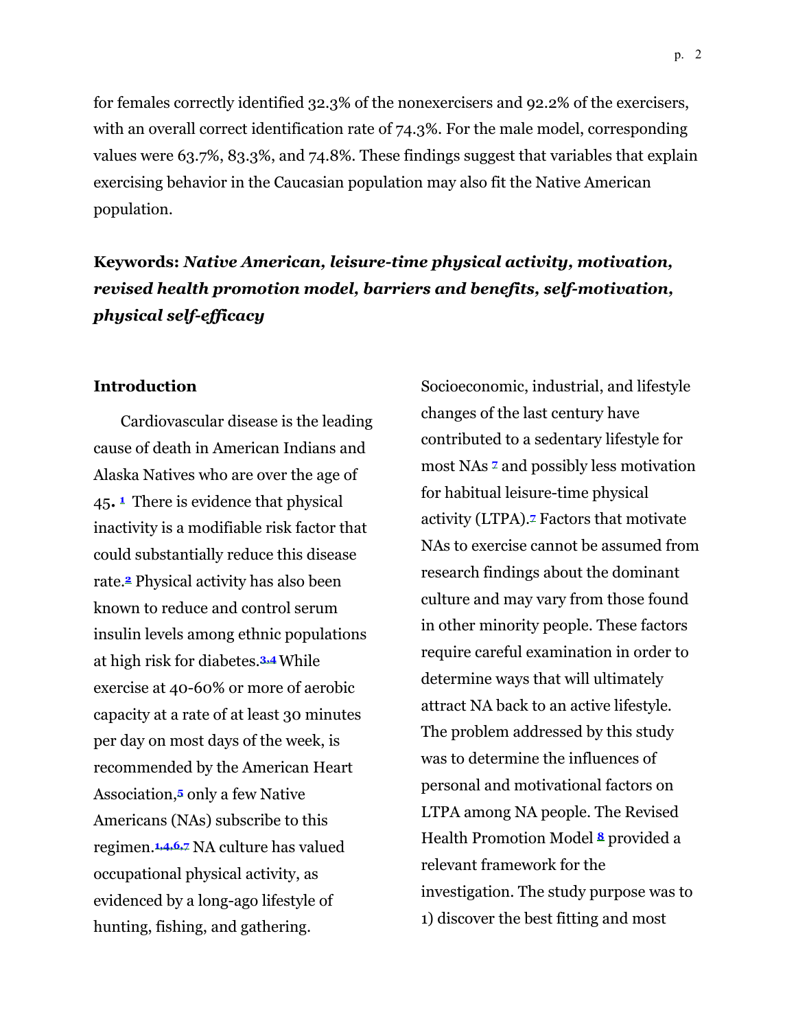for females correctly identified 32.3% of the nonexercisers and 92.2% of the exercisers, with an overall correct identification rate of 74.3%. For the male model, corresponding values were 63.7%, 83.3%, and 74.8%. These findings suggest that variables that explain exercising behavior in the Caucasian population may also fit the Native American population.

**Keywords:** ***Native American, leisure-time physical activity, motivation, revised health promotion model, barriers and benefits, self-motivation, physical self-efficacy***

## Introduction

Cardiovascular disease is the leading cause of death in American Indians and Alaska Natives who are over the age of 45.[1] There is evidence that physical inactivity is a modifiable risk factor that could substantially reduce this disease rate.[2] Physical activity has also been known to reduce and control serum insulin levels among ethnic populations at high risk for diabetes.[3,4] While exercise at 40-60% or more of aerobic capacity at a rate of at least 30 minutes per day on most days of the week, is recommended by the American Heart Association,[5] only a few Native Americans (NAs) subscribe to this regimen.[1,4,6,7] NA culture has valued occupational physical activity, as evidenced by a long-ago lifestyle of hunting, fishing, and gathering. Socioeconomic, industrial, and lifestyle changes of the last century have contributed to a sedentary lifestyle for most NAs [7] and possibly less motivation for habitual leisure-time physical activity (LTPA).[7] Factors that motivate NAs to exercise cannot be assumed from research findings about the dominant culture and may vary from those found in other minority people. These factors require careful examination in order to determine ways that will ultimately attract NA back to an active lifestyle. The problem addressed by this study was to determine the influences of personal and motivational factors on LTPA among NA people. The Revised Health Promotion Model [8] provided a relevant framework for the investigation. The study purpose was to 1) discover the best fitting and most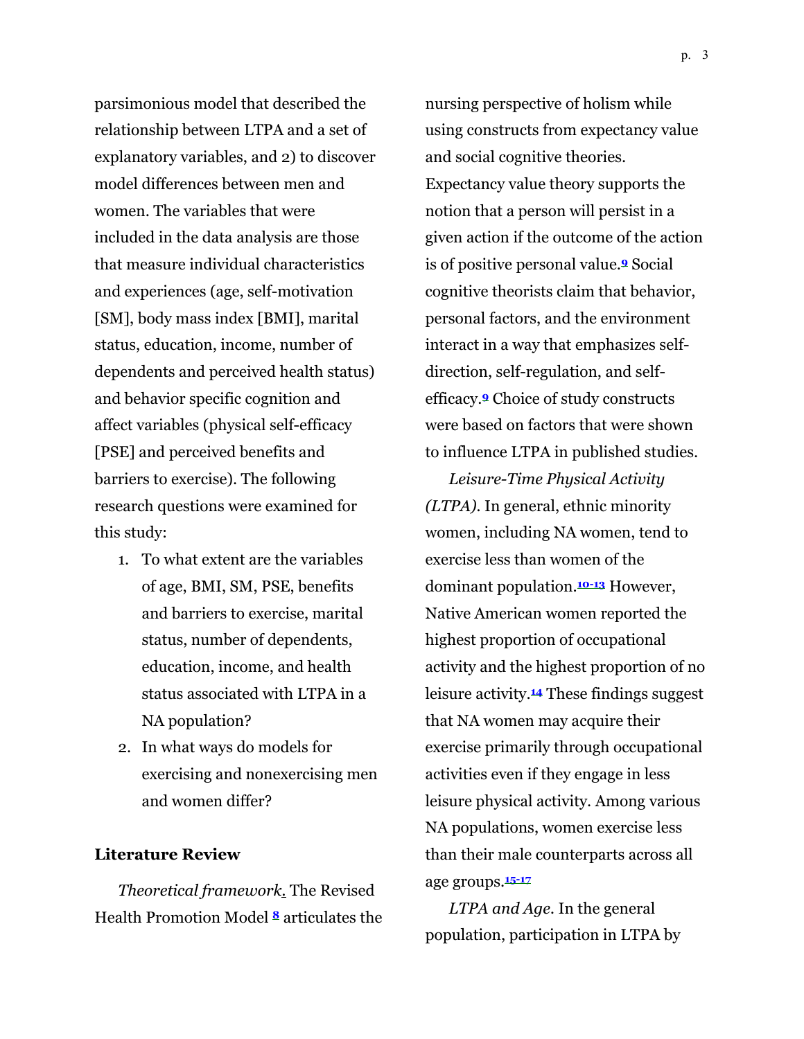parsimonious model that described the relationship between LTPA and a set of explanatory variables, and 2) to discover model differences between men and women. The variables that were included in the data analysis are those that measure individual characteristics and experiences (age, self-motivation [SM], body mass index [BMI], marital status, education, income, number of dependents and perceived health status) and behavior specific cognition and affect variables (physical self-efficacy [PSE] and perceived benefits and barriers to exercise). The following research questions were examined for this study:

1. To what extent are the variables of age, BMI, SM, PSE, benefits and barriers to exercise, marital status, number of dependents, education, income, and health status associated with LTPA in a NA population?
2. In what ways do models for exercising and nonexercising men and women differ?

## Literature Review

*Theoretical framework.* The Revised Health Promotion Model [8] articulates the nursing perspective of holism while using constructs from expectancy value and social cognitive theories. Expectancy value theory supports the notion that a person will persist in a given action if the outcome of the action is of positive personal value.[9] Social cognitive theorists claim that behavior, personal factors, and the environment interact in a way that emphasizes self-direction, self-regulation, and self-efficacy.[9] Choice of study constructs were based on factors that were shown to influence LTPA in published studies.

*Leisure-Time Physical Activity (LTPA).* In general, ethnic minority women, including NA women, tend to exercise less than women of the dominant population.[10-13] However, Native American women reported the highest proportion of occupational activity and the highest proportion of no leisure activity.[14] These findings suggest that NA women may acquire their exercise primarily through occupational activities even if they engage in less leisure physical activity. Among various NA populations, women exercise less than their male counterparts across all age groups.[15-17]

*LTPA and Age.* In the general population, participation in LTPA by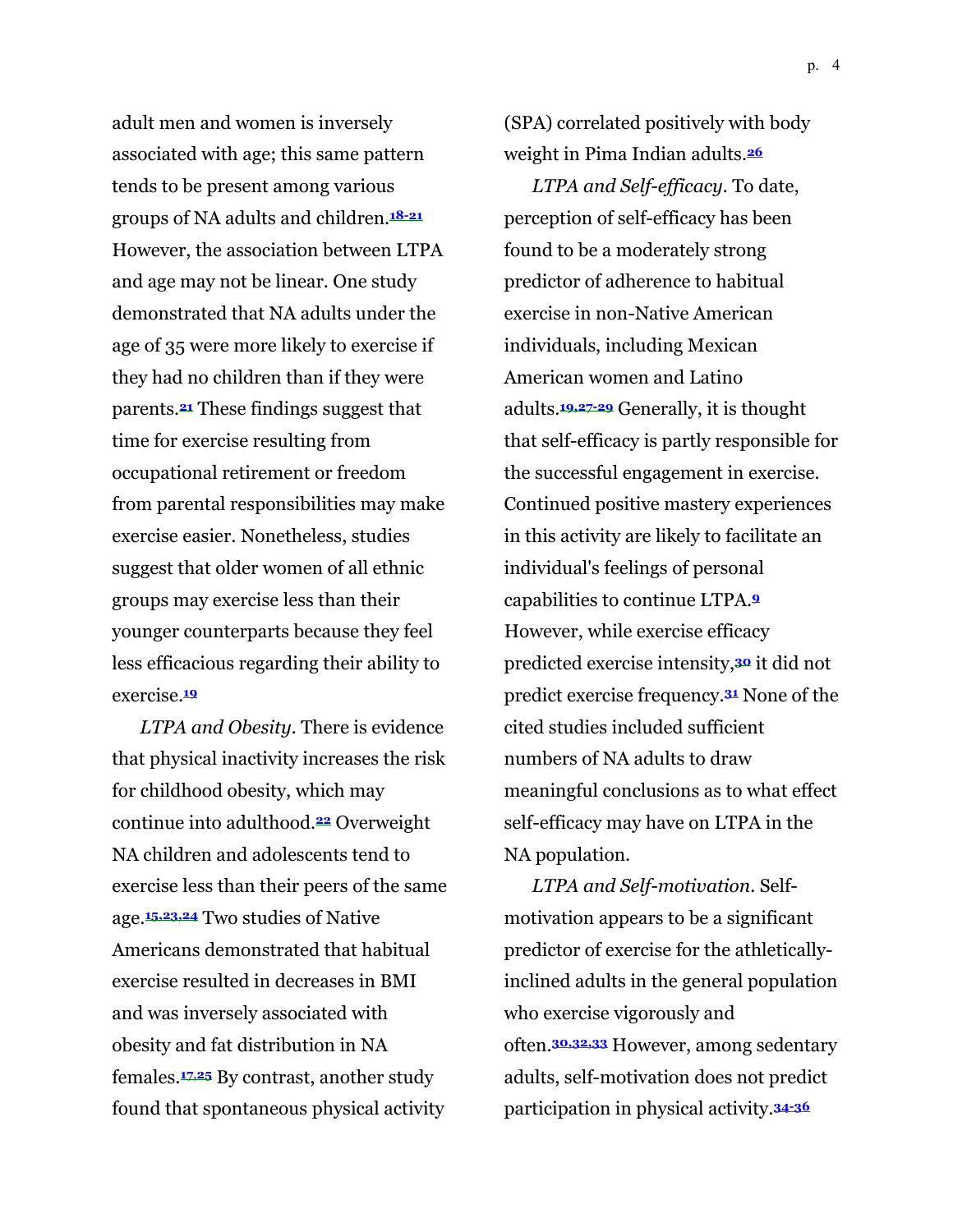adult men and women is inversely associated with age; this same pattern tends to be present among various groups of NA adults and children.[18-21] However, the association between LTPA and age may not be linear. One study demonstrated that NA adults under the age of 35 were more likely to exercise if they had no children than if they were parents.[21] These findings suggest that time for exercise resulting from occupational retirement or freedom from parental responsibilities may make exercise easier. Nonetheless, studies suggest that older women of all ethnic groups may exercise less than their younger counterparts because they feel less efficacious regarding their ability to exercise.[19]

*LTPA and Obesity*. There is evidence that physical inactivity increases the risk for childhood obesity, which may continue into adulthood.[22] Overweight NA children and adolescents tend to exercise less than their peers of the same age.[15,23,24] Two studies of Native Americans demonstrated that habitual exercise resulted in decreases in BMI and was inversely associated with obesity and fat distribution in NA females.[17,25] By contrast, another study found that spontaneous physical activity (SPA) correlated positively with body weight in Pima Indian adults.[26]

*LTPA and Self-efficacy*. To date, perception of self-efficacy has been found to be a moderately strong predictor of adherence to habitual exercise in non-Native American individuals, including Mexican American women and Latino adults.[19,27-29] Generally, it is thought that self-efficacy is partly responsible for the successful engagement in exercise. Continued positive mastery experiences in this activity are likely to facilitate an individual's feelings of personal capabilities to continue LTPA.[9] However, while exercise efficacy predicted exercise intensity,[30] it did not predict exercise frequency.[31] None of the cited studies included sufficient numbers of NA adults to draw meaningful conclusions as to what effect self-efficacy may have on LTPA in the NA population.

*LTPA and Self-motivation*. Self-motivation appears to be a significant predictor of exercise for the athletically-inclined adults in the general population who exercise vigorously and often.[30,32,33] However, among sedentary adults, self-motivation does not predict participation in physical activity.[34-36]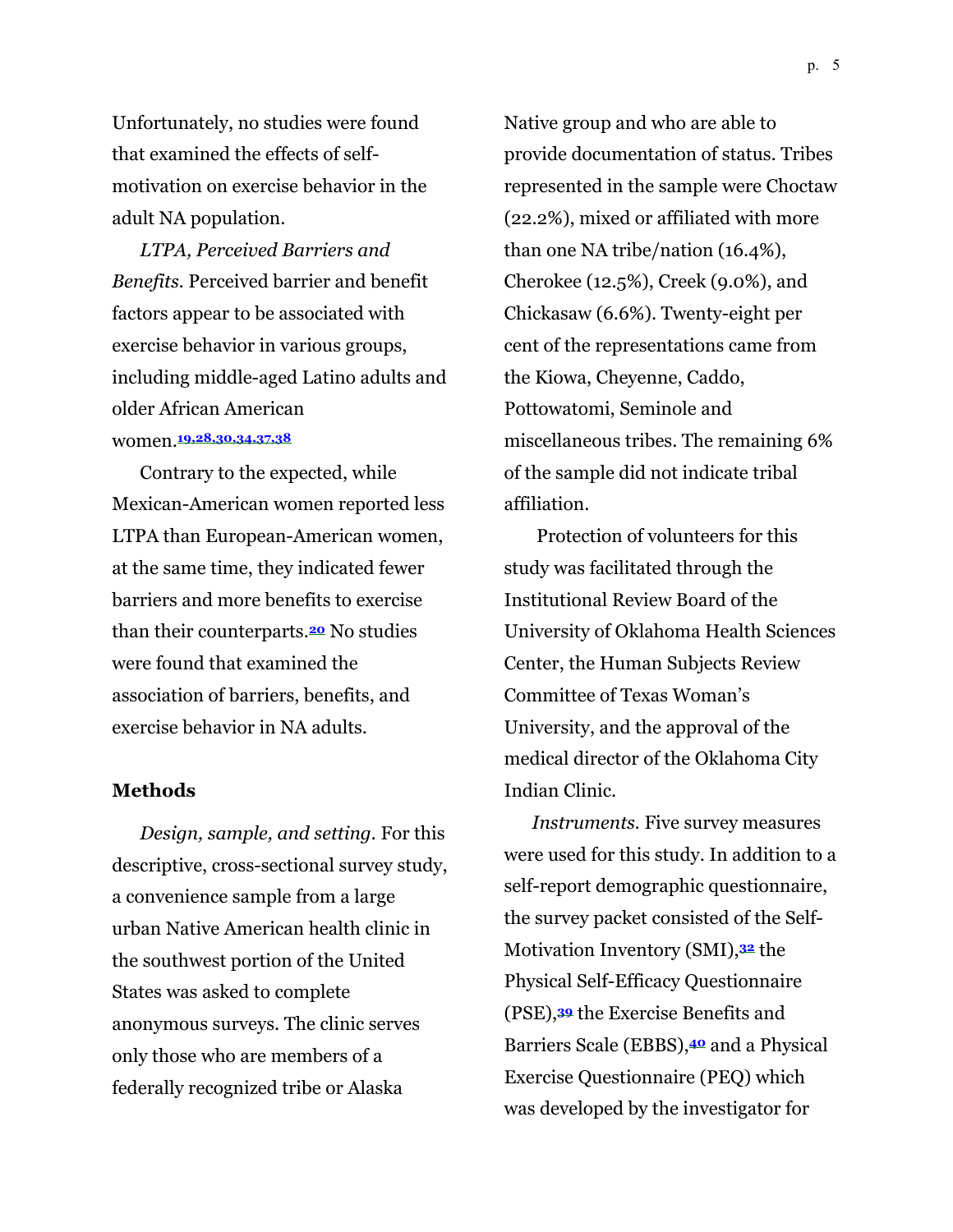Unfortunately, no studies were found that examined the effects of self-motivation on exercise behavior in the adult NA population.

*LTPA, Perceived Barriers and Benefits.* Perceived barrier and benefit factors appear to be associated with exercise behavior in various groups, including middle-aged Latino adults and older African American women.[19,28,30,34,37,38]

Contrary to the expected, while Mexican-American women reported less LTPA than European-American women, at the same time, they indicated fewer barriers and more benefits to exercise than their counterparts.[20] No studies were found that examined the association of barriers, benefits, and exercise behavior in NA adults.

## Methods

*Design, sample, and setting.* For this descriptive, cross-sectional survey study, a convenience sample from a large urban Native American health clinic in the southwest portion of the United States was asked to complete anonymous surveys. The clinic serves only those who are members of a federally recognized tribe or Alaska Native group and who are able to provide documentation of status. Tribes represented in the sample were Choctaw (22.2%), mixed or affiliated with more than one NA tribe/nation (16.4%), Cherokee (12.5%), Creek (9.0%), and Chickasaw (6.6%). Twenty-eight per cent of the representations came from the Kiowa, Cheyenne, Caddo, Pottowatomi, Seminole and miscellaneous tribes. The remaining 6% of the sample did not indicate tribal affiliation.

Protection of volunteers for this study was facilitated through the Institutional Review Board of the University of Oklahoma Health Sciences Center, the Human Subjects Review Committee of Texas Woman's University, and the approval of the medical director of the Oklahoma City Indian Clinic.

*Instruments.* Five survey measures were used for this study. In addition to a self-report demographic questionnaire, the survey packet consisted of the Self-Motivation Inventory (SMI),[32] the Physical Self-Efficacy Questionnaire (PSE),[39] the Exercise Benefits and Barriers Scale (EBBS),[40] and a Physical Exercise Questionnaire (PEQ) which was developed by the investigator for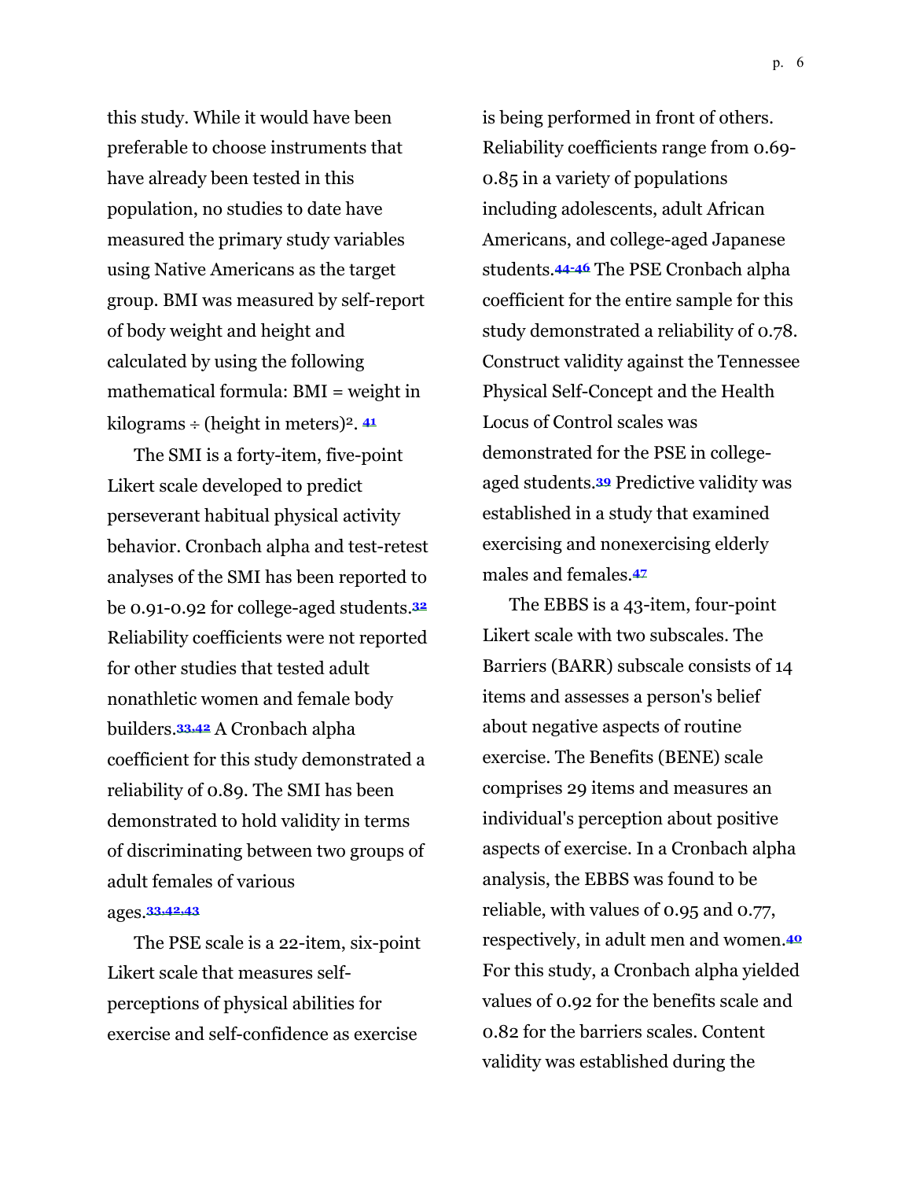this study. While it would have been preferable to choose instruments that have already been tested in this population, no studies to date have measured the primary study variables using Native Americans as the target group. BMI was measured by self-report of body weight and height and calculated by using the following mathematical formula: BMI = weight in kilograms ÷ (height in meters)$^2$. [41]

The SMI is a forty-item, five-point Likert scale developed to predict perseverant habitual physical activity behavior. Cronbach alpha and test-retest analyses of the SMI has been reported to be 0.91-0.92 for college-aged students.[32] Reliability coefficients were not reported for other studies that tested adult nonathletic women and female body builders.[33,42] A Cronbach alpha coefficient for this study demonstrated a reliability of 0.89. The SMI has been demonstrated to hold validity in terms of discriminating between two groups of adult females of various ages.[33,42,43]

The PSE scale is a 22-item, six-point Likert scale that measures self-perceptions of physical abilities for exercise and self-confidence as exercise is being performed in front of others. Reliability coefficients range from 0.69-0.85 in a variety of populations including adolescents, adult African Americans, and college-aged Japanese students.[44-46] The PSE Cronbach alpha coefficient for the entire sample for this study demonstrated a reliability of 0.78. Construct validity against the Tennessee Physical Self-Concept and the Health Locus of Control scales was demonstrated for the PSE in college-aged students.[39] Predictive validity was established in a study that examined exercising and nonexercising elderly males and females.[47]

The EBBS is a 43-item, four-point Likert scale with two subscales. The Barriers (BARR) subscale consists of 14 items and assesses a person's belief about negative aspects of routine exercise. The Benefits (BENE) scale comprises 29 items and measures an individual's perception about positive aspects of exercise. In a Cronbach alpha analysis, the EBBS was found to be reliable, with values of 0.95 and 0.77, respectively, in adult men and women.[40] For this study, a Cronbach alpha yielded values of 0.92 for the benefits scale and 0.82 for the barriers scales. Content validity was established during the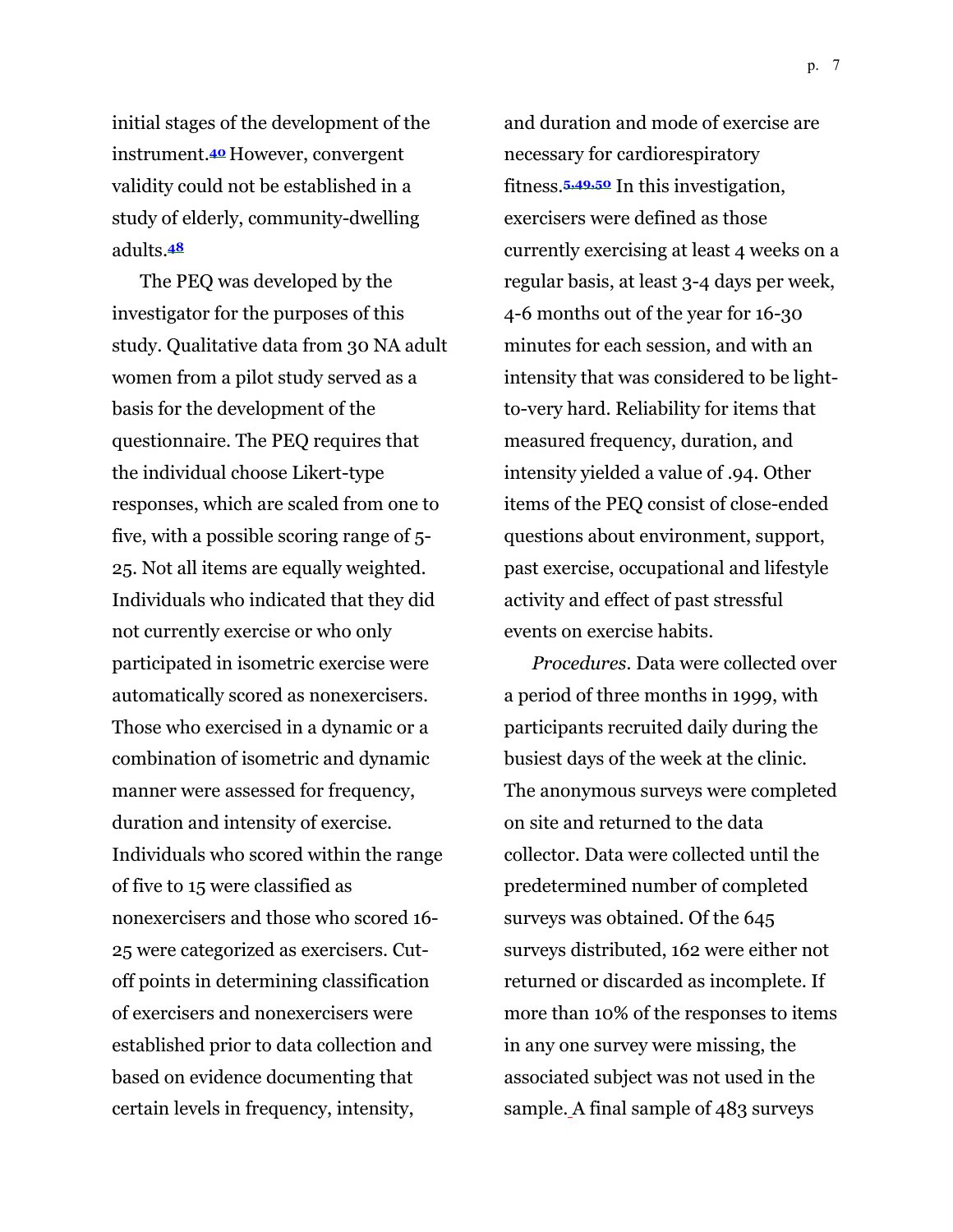initial stages of the development of the instrument.[40] However, convergent validity could not be established in a study of elderly, community-dwelling adults.[48]

The PEQ was developed by the investigator for the purposes of this study. Qualitative data from 30 NA adult women from a pilot study served as a basis for the development of the questionnaire. The PEQ requires that the individual choose Likert-type responses, which are scaled from one to five, with a possible scoring range of 5-25. Not all items are equally weighted. Individuals who indicated that they did not currently exercise or who only participated in isometric exercise were automatically scored as nonexercisers. Those who exercised in a dynamic or a combination of isometric and dynamic manner were assessed for frequency, duration and intensity of exercise. Individuals who scored within the range of five to 15 were classified as nonexercisers and those who scored 16-25 were categorized as exercisers. Cut-off points in determining classification of exercisers and nonexercisers were established prior to data collection and based on evidence documenting that certain levels in frequency, intensity, and duration and mode of exercise are necessary for cardiorespiratory fitness.[5,49,50] In this investigation, exercisers were defined as those currently exercising at least 4 weeks on a regular basis, at least 3-4 days per week, 4-6 months out of the year for 16-30 minutes for each session, and with an intensity that was considered to be light-to-very hard. Reliability for items that measured frequency, duration, and intensity yielded a value of .94. Other items of the PEQ consist of close-ended questions about environment, support, past exercise, occupational and lifestyle activity and effect of past stressful events on exercise habits.

*Procedures*. Data were collected over a period of three months in 1999, with participants recruited daily during the busiest days of the week at the clinic. The anonymous surveys were completed on site and returned to the data collector. Data were collected until the predetermined number of completed surveys was obtained. Of the 645 surveys distributed, 162 were either not returned or discarded as incomplete. If more than 10% of the responses to items in any one survey were missing, the associated subject was not used in the sample. A final sample of 483 surveys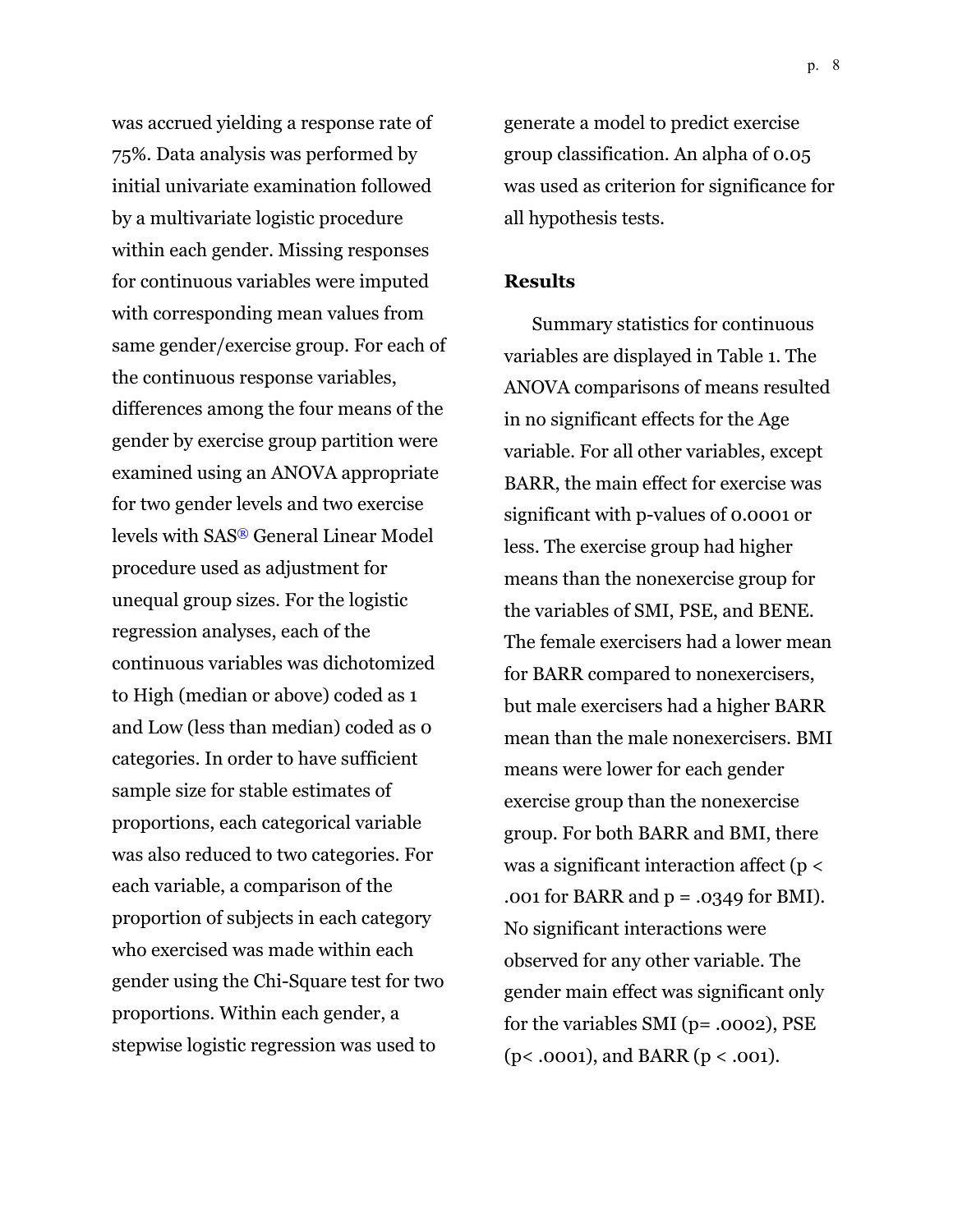was accrued yielding a response rate of 75%. Data analysis was performed by initial univariate examination followed by a multivariate logistic procedure within each gender. Missing responses for continuous variables were imputed with corresponding mean values from same gender/exercise group. For each of the continuous response variables, differences among the four means of the gender by exercise group partition were examined using an ANOVA appropriate for two gender levels and two exercise levels with SAS® General Linear Model procedure used as adjustment for unequal group sizes. For the logistic regression analyses, each of the continuous variables was dichotomized to High (median or above) coded as 1 and Low (less than median) coded as 0 categories. In order to have sufficient sample size for stable estimates of proportions, each categorical variable was also reduced to two categories. For each variable, a comparison of the proportion of subjects in each category who exercised was made within each gender using the Chi-Square test for two proportions. Within each gender, a stepwise logistic regression was used to generate a model to predict exercise group classification. An alpha of 0.05 was used as criterion for significance for all hypothesis tests.

## Results

Summary statistics for continuous variables are displayed in Table 1. The ANOVA comparisons of means resulted in no significant effects for the Age variable. For all other variables, except BARR, the main effect for exercise was significant with p-values of 0.0001 or less. The exercise group had higher means than the nonexercise group for the variables of SMI, PSE, and BENE. The female exercisers had a lower mean for BARR compared to nonexercisers, but male exercisers had a higher BARR mean than the male nonexercisers. BMI means were lower for each gender exercise group than the nonexercise group. For both BARR and BMI, there was a significant interaction affect ($p < .001$ for BARR and $p = .0349$ for BMI). No significant interactions were observed for any other variable. The gender main effect was significant only for the variables SMI ($p = .0002$), PSE ($p < .0001$), and BARR ($p < .001$).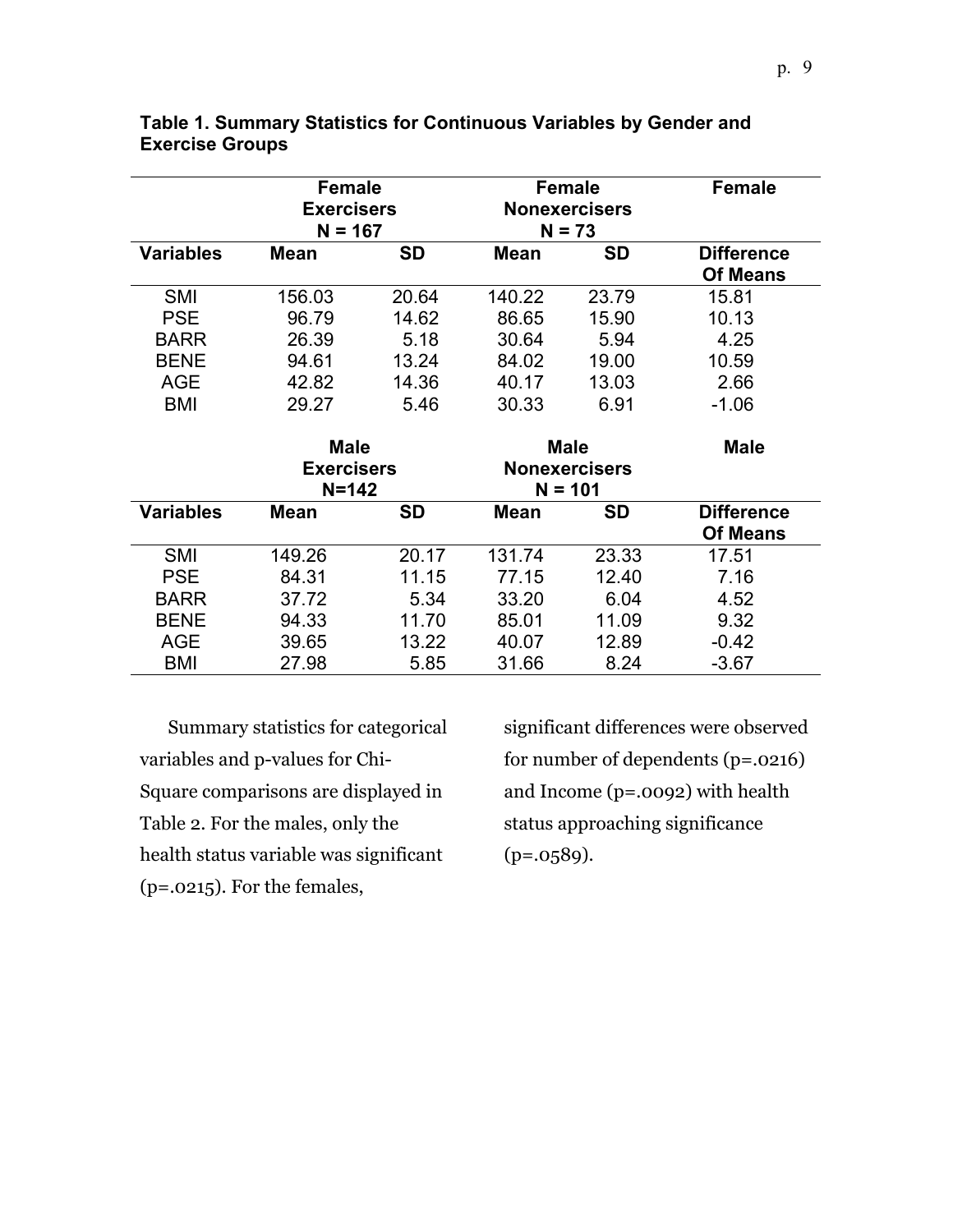**Table 1. Summary Statistics for Continuous Variables by Gender and Exercise Groups**

| | Female Exercisers N = 167 | | Female Nonexercisers N = 73 | | Female |
|---|---|---|---|---|---|
| **Variables** | **Mean** | **SD** | **Mean** | **SD** | **Difference Of Means** |
| SMI | 156.03 | 20.64 | 140.22 | 23.79 | 15.81 |
| PSE | 96.79 | 14.62 | 86.65 | 15.90 | 10.13 |
| BARR | 26.39 | 5.18 | 30.64 | 5.94 | 4.25 |
| BENE | 94.61 | 13.24 | 84.02 | 19.00 | 10.59 |
| AGE | 42.82 | 14.36 | 40.17 | 13.03 | 2.66 |
| BMI | 29.27 | 5.46 | 30.33 | 6.91 | -1.06 |
| | **Male Exercisers N=142** | | **Male Nonexercisers N = 101** | | **Male** |
| **Variables** | **Mean** | **SD** | **Mean** | **SD** | **Difference Of Means** |
| SMI | 149.26 | 20.17 | 131.74 | 23.33 | 17.51 |
| PSE | 84.31 | 11.15 | 77.15 | 12.40 | 7.16 |
| BARR | 37.72 | 5.34 | 33.20 | 6.04 | 4.52 |
| BENE | 94.33 | 11.70 | 85.01 | 11.09 | 9.32 |
| AGE | 39.65 | 13.22 | 40.07 | 12.89 | -0.42 |
| BMI | 27.98 | 5.85 | 31.66 | 8.24 | -3.67 |

Summary statistics for categorical variables and p-values for Chi-Square comparisons are displayed in Table 2. For the males, only the health status variable was significant ($p=.0215$). For the females, significant differences were observed for number of dependents ($p=.0216$) and Income ($p=.0092$) with health status approaching significance ($p=.0589$).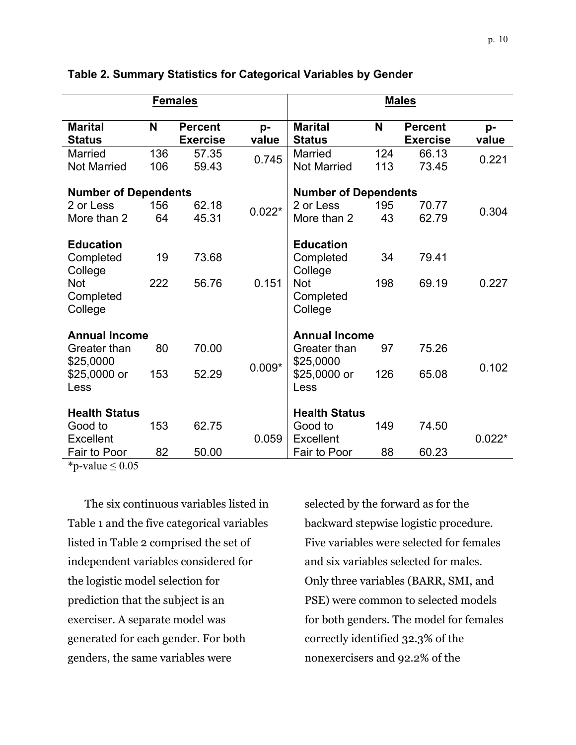**Table 2. Summary Statistics for Categorical Variables by Gender**

| Females | | | | Males | | | |
|---|---|---|---|---|---|---|---|
| **Marital Status** | **N** | **Percent Exercise** | **p-value** | **Marital Status** | **N** | **Percent Exercise** | **p-value** |
| Married | 136 | 57.35 | 0.745 | Married | 124 | 66.13 | 0.221 |
| Not Married | 106 | 59.43 | | Not Married | 113 | 73.45 | |
| **Number of Dependents** | | | | **Number of Dependents** | | | |
| 2 or Less | 156 | 62.18 | 0.022* | 2 or Less | 195 | 70.77 | 0.304 |
| More than 2 | 64 | 45.31 | | More than 2 | 43 | 62.79 | |
| **Education** | | | | **Education** | | | |
| Completed College | 19 | 73.68 | 0.151 | Completed College | 34 | 79.41 | 0.227 |
| Not Completed College | 222 | 56.76 | | Not Completed College | 198 | 69.19 | |
| **Annual Income** | | | | **Annual Income** | | | |
| Greater than $25,0000 | 80 | 70.00 | 0.009* | Greater than $25,0000 | 97 | 75.26 | 0.102 |
| $25,0000 or Less | 153 | 52.29 | | $25,0000 or Less | 126 | 65.08 | |
| **Health Status** | | | | **Health Status** | | | |
| Good to Excellent | 153 | 62.75 | 0.059 | Good to Excellent | 149 | 74.50 | 0.022* |
| Fair to Poor | 82 | 50.00 | | Fair to Poor | 88 | 60.23 | |

*p-value ≤ 0.05

The six continuous variables listed in Table 1 and the five categorical variables listed in Table 2 comprised the set of independent variables considered for the logistic model selection for prediction that the subject is an exerciser. A separate model was generated for each gender. For both genders, the same variables were selected by the forward as for the backward stepwise logistic procedure. Five variables were selected for females and six variables selected for males. Only three variables (BARR, SMI, and PSE) were common to selected models for both genders. The model for females correctly identified 32.3% of the nonexercisers and 92.2% of the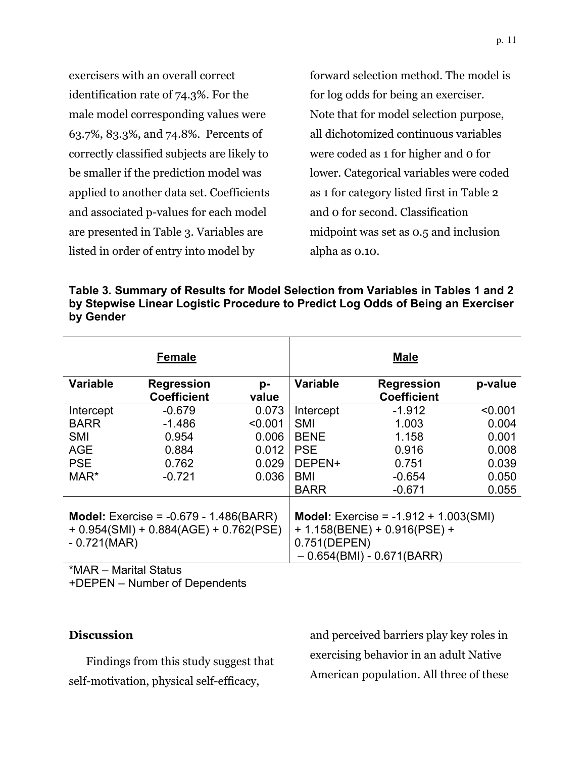exercisers with an overall correct identification rate of 74.3%. For the male model corresponding values were 63.7%, 83.3%, and 74.8%. Percents of correctly classified subjects are likely to be smaller if the prediction model was applied to another data set. Coefficients and associated p-values for each model are presented in Table 3. Variables are listed in order of entry into model by forward selection method. The model is for log odds for being an exerciser. Note that for model selection purpose, all dichotomized continuous variables were coded as 1 for higher and 0 for lower. Categorical variables were coded as 1 for category listed first in Table 2 and 0 for second. Classification midpoint was set as 0.5 and inclusion alpha as 0.10.

**Table 3. Summary of Results for Model Selection from Variables in Tables 1 and 2 by Stepwise Linear Logistic Procedure to Predict Log Odds of Being an Exerciser by Gender**

| Female | | | Male | | |
|---|---|---|---|---|---|
| **Variable** | **Regression Coefficient** | **p-value** | **Variable** | **Regression Coefficient** | **p-value** |
| Intercept | -0.679 | 0.073 | Intercept | -1.912 | <0.001 |
| BARR | -1.486 | <0.001 | SMI | 1.003 | 0.004 |
| SMI | 0.954 | 0.006 | BENE | 1.158 | 0.001 |
| AGE | 0.884 | 0.012 | PSE | 0.916 | 0.008 |
| PSE | 0.762 | 0.029 | DEPEN+ | 0.751 | 0.039 |
| MAR* | -0.721 | 0.036 | BMI | -0.654 | 0.050 |
| | | | BARR | -0.671 | 0.055 |
| **Model:** Exercise = -0.679 - 1.486(BARR) + 0.954(SMI) + 0.884(AGE) + 0.762(PSE) - 0.721(MAR) | | | **Model:** Exercise = -1.912 + 1.003(SMI) + 1.158(BENE) + 0.916(PSE) + 0.751(DEPEN) – 0.654(BMI) - 0.671(BARR) | | |

*MAR – Marital Status
+DEPEN – Number of Dependents

## Discussion

Findings from this study suggest that self-motivation, physical self-efficacy, and perceived barriers play key roles in exercising behavior in an adult Native American population. All three of these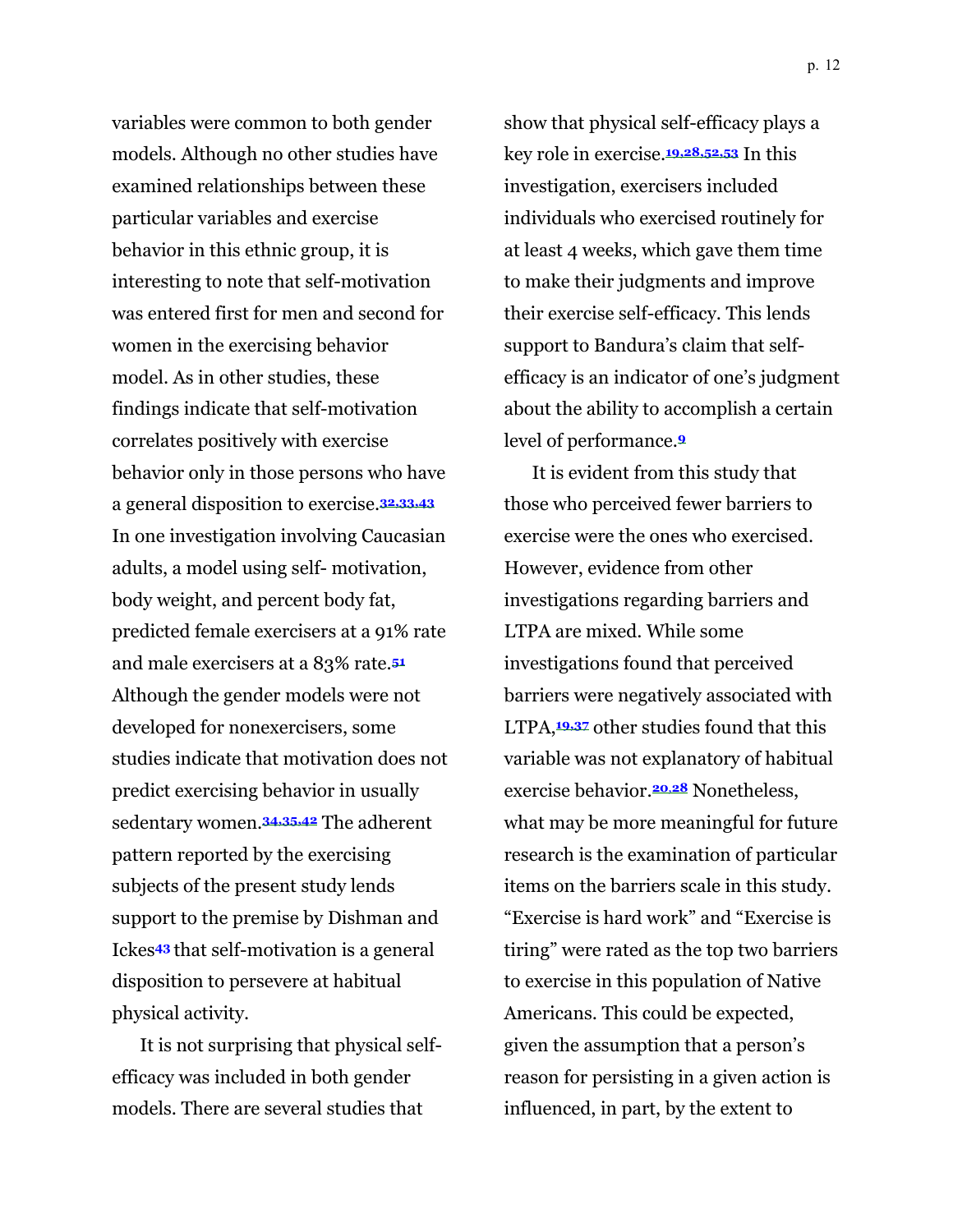variables were common to both gender models. Although no other studies have examined relationships between these particular variables and exercise behavior in this ethnic group, it is interesting to note that self-motivation was entered first for men and second for women in the exercising behavior model. As in other studies, these findings indicate that self-motivation correlates positively with exercise behavior only in those persons who have a general disposition to exercise.[32,33,43] In one investigation involving Caucasian adults, a model using self- motivation, body weight, and percent body fat, predicted female exercisers at a 91% rate and male exercisers at a 83% rate.[51] Although the gender models were not developed for nonexercisers, some studies indicate that motivation does not predict exercising behavior in usually sedentary women.[34,35,42] The adherent pattern reported by the exercising subjects of the present study lends support to the premise by Dishman and Ickes[43] that self-motivation is a general disposition to persevere at habitual physical activity.

It is not surprising that physical self-efficacy was included in both gender models. There are several studies that show that physical self-efficacy plays a key role in exercise.[19,28,52,53] In this investigation, exercisers included individuals who exercised routinely for at least 4 weeks, which gave them time to make their judgments and improve their exercise self-efficacy. This lends support to Bandura's claim that self-efficacy is an indicator of one's judgment about the ability to accomplish a certain level of performance.[9]

It is evident from this study that those who perceived fewer barriers to exercise were the ones who exercised. However, evidence from other investigations regarding barriers and LTPA are mixed. While some investigations found that perceived barriers were negatively associated with LTPA,[19,37] other studies found that this variable was not explanatory of habitual exercise behavior.[20,28] Nonetheless, what may be more meaningful for future research is the examination of particular items on the barriers scale in this study. "Exercise is hard work" and "Exercise is tiring" were rated as the top two barriers to exercise in this population of Native Americans. This could be expected, given the assumption that a person's reason for persisting in a given action is influenced, in part, by the extent to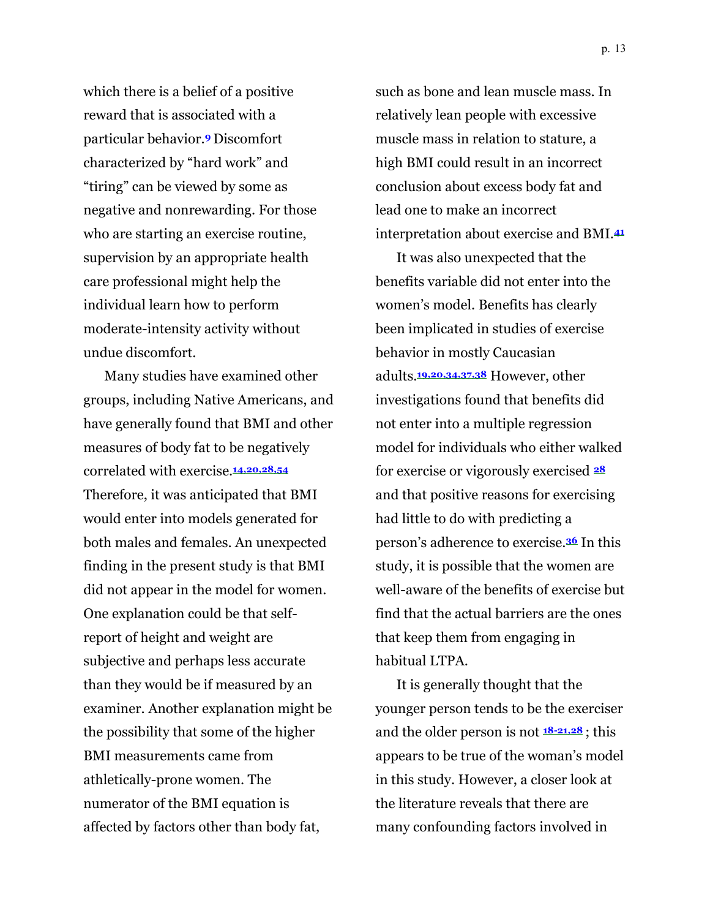which there is a belief of a positive reward that is associated with a particular behavior.[9] Discomfort characterized by "hard work" and "tiring" can be viewed by some as negative and nonrewarding. For those who are starting an exercise routine, supervision by an appropriate health care professional might help the individual learn how to perform moderate-intensity activity without undue discomfort.

Many studies have examined other groups, including Native Americans, and have generally found that BMI and other measures of body fat to be negatively correlated with exercise.[14,20,28,54] Therefore, it was anticipated that BMI would enter into models generated for both males and females. An unexpected finding in the present study is that BMI did not appear in the model for women. One explanation could be that self-report of height and weight are subjective and perhaps less accurate than they would be if measured by an examiner. Another explanation might be the possibility that some of the higher BMI measurements came from athletically-prone women. The numerator of the BMI equation is affected by factors other than body fat, such as bone and lean muscle mass. In relatively lean people with excessive muscle mass in relation to stature, a high BMI could result in an incorrect conclusion about excess body fat and lead one to make an incorrect interpretation about exercise and BMI.[41]

It was also unexpected that the benefits variable did not enter into the women's model. Benefits has clearly been implicated in studies of exercise behavior in mostly Caucasian adults.[19,20,34,37,38] However, other investigations found that benefits did not enter into a multiple regression model for individuals who either walked for exercise or vigorously exercised [28] and that positive reasons for exercising had little to do with predicting a person's adherence to exercise.[36] In this study, it is possible that the women are well-aware of the benefits of exercise but find that the actual barriers are the ones that keep them from engaging in habitual LTPA.

It is generally thought that the younger person tends to be the exerciser and the older person is not [18-21,28] ; this appears to be true of the woman's model in this study. However, a closer look at the literature reveals that there are many confounding factors involved in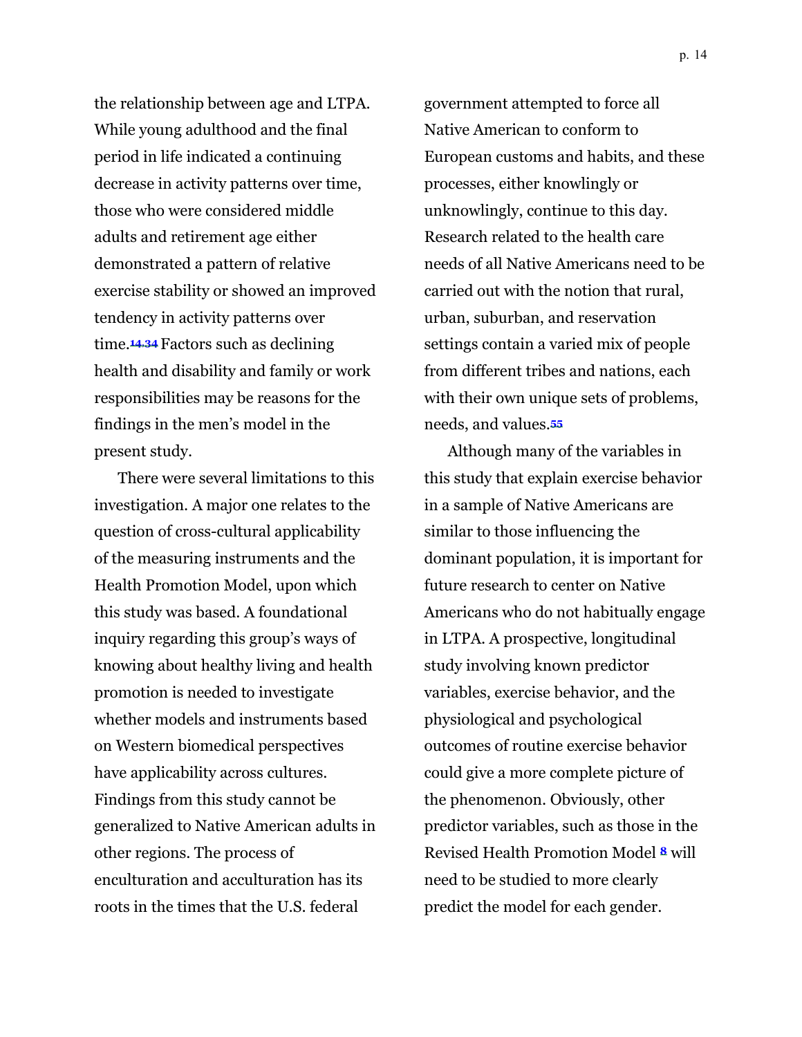the relationship between age and LTPA. While young adulthood and the final period in life indicated a continuing decrease in activity patterns over time, those who were considered middle adults and retirement age either demonstrated a pattern of relative exercise stability or showed an improved tendency in activity patterns over time.[14,34] Factors such as declining health and disability and family or work responsibilities may be reasons for the findings in the men's model in the present study.

There were several limitations to this investigation. A major one relates to the question of cross-cultural applicability of the measuring instruments and the Health Promotion Model, upon which this study was based. A foundational inquiry regarding this group's ways of knowing about healthy living and health promotion is needed to investigate whether models and instruments based on Western biomedical perspectives have applicability across cultures. Findings from this study cannot be generalized to Native American adults in other regions. The process of enculturation and acculturation has its roots in the times that the U.S. federal government attempted to force all Native American to conform to European customs and habits, and these processes, either knowingly or unknowingly, continue to this day. Research related to the health care needs of all Native Americans need to be carried out with the notion that rural, urban, suburban, and reservation settings contain a varied mix of people from different tribes and nations, each with their own unique sets of problems, needs, and values.[55]

Although many of the variables in this study that explain exercise behavior in a sample of Native Americans are similar to those influencing the dominant population, it is important for future research to center on Native Americans who do not habitually engage in LTPA. A prospective, longitudinal study involving known predictor variables, exercise behavior, and the physiological and psychological outcomes of routine exercise behavior could give a more complete picture of the phenomenon. Obviously, other predictor variables, such as those in the Revised Health Promotion Model [8] will need to be studied to more clearly predict the model for each gender.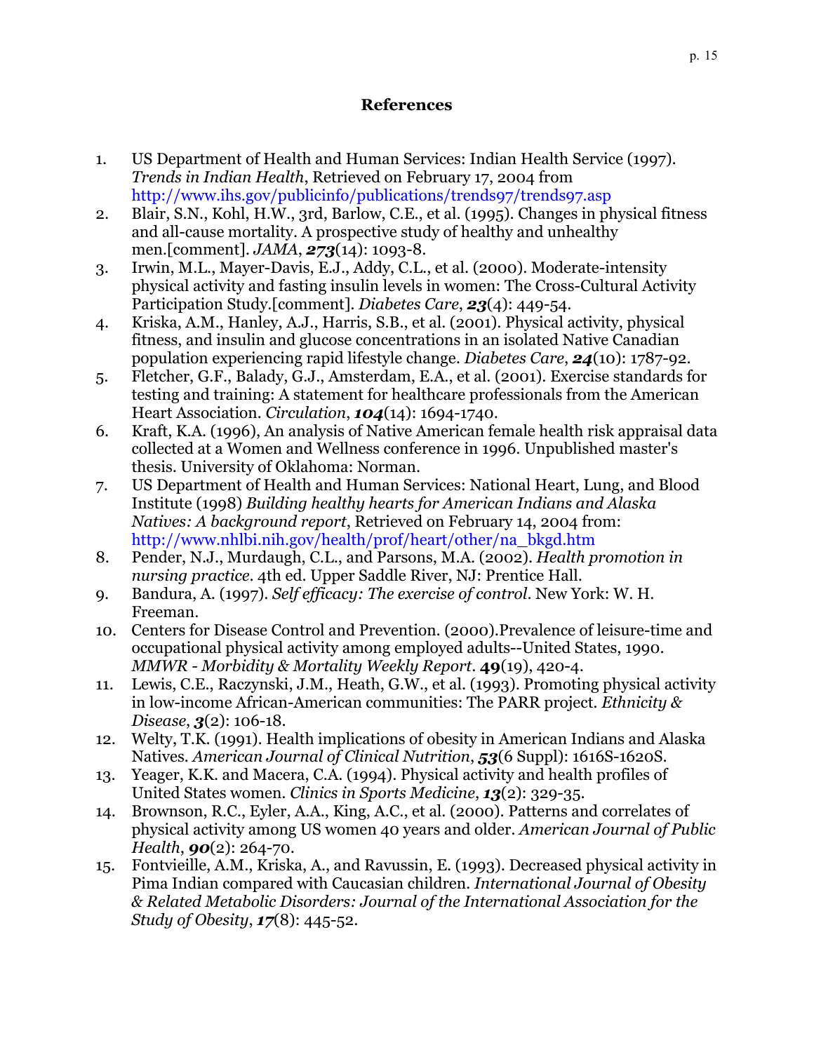## References

1. US Department of Health and Human Services: Indian Health Service (1997). *Trends in Indian Health*, Retrieved on February 17, 2004 from http://www.ihs.gov/publicinfo/publications/trends97/trends97.asp
2. Blair, S.N., Kohl, H.W., 3rd, Barlow, C.E., et al. (1995). Changes in physical fitness and all-cause mortality. A prospective study of healthy and unhealthy men.[comment]. *JAMA*, ***273***(14): 1093-8.
3. Irwin, M.L., Mayer-Davis, E.J., Addy, C.L., et al. (2000). Moderate-intensity physical activity and fasting insulin levels in women: The Cross-Cultural Activity Participation Study.[comment]. *Diabetes Care*, ***23***(4): 449-54.
4. Kriska, A.M., Hanley, A.J., Harris, S.B., et al. (2001). Physical activity, physical fitness, and insulin and glucose concentrations in an isolated Native Canadian population experiencing rapid lifestyle change. *Diabetes Care*, ***24***(10): 1787-92.
5. Fletcher, G.F., Balady, G.J., Amsterdam, E.A., et al. (2001). Exercise standards for testing and training: A statement for healthcare professionals from the American Heart Association. *Circulation*, ***104***(14): 1694-1740.
6. Kraft, K.A. (1996), An analysis of Native American female health risk appraisal data collected at a Women and Wellness conference in 1996. Unpublished master's thesis. University of Oklahoma: Norman.
7. US Department of Health and Human Services: National Heart, Lung, and Blood Institute (1998) *Building healthy hearts for American Indians and Alaska Natives: A background report*, Retrieved on February 14, 2004 from: http://www.nhlbi.nih.gov/health/prof/heart/other/na_bkgd.htm
8. Pender, N.J., Murdaugh, C.L., and Parsons, M.A. (2002). *Health promotion in nursing practice*. 4th ed. Upper Saddle River, NJ: Prentice Hall.
9. Bandura, A. (1997). *Self efficacy: The exercise of control*. New York: W. H. Freeman.
10. Centers for Disease Control and Prevention. (2000).Prevalence of leisure-time and occupational physical activity among employed adults--United States, 1990. *MMWR - Morbidity & Mortality Weekly Report*. **49**(19), 420-4.
11. Lewis, C.E., Raczynski, J.M., Heath, G.W., et al. (1993). Promoting physical activity in low-income African-American communities: The PARR project. *Ethnicity & Disease*, ***3***(2): 106-18.
12. Welty, T.K. (1991). Health implications of obesity in American Indians and Alaska Natives. *American Journal of Clinical Nutrition*, ***53***(6 Suppl): 1616S-1620S.
13. Yeager, K.K. and Macera, C.A. (1994). Physical activity and health profiles of United States women. *Clinics in Sports Medicine*, ***13***(2): 329-35.
14. Brownson, R.C., Eyler, A.A., King, A.C., et al. (2000). Patterns and correlates of physical activity among US women 40 years and older. *American Journal of Public Health*, ***90***(2): 264-70.
15. Fontvieille, A.M., Kriska, A., and Ravussin, E. (1993). Decreased physical activity in Pima Indian compared with Caucasian children. *International Journal of Obesity & Related Metabolic Disorders: Journal of the International Association for the Study of Obesity*, ***17***(8): 445-52.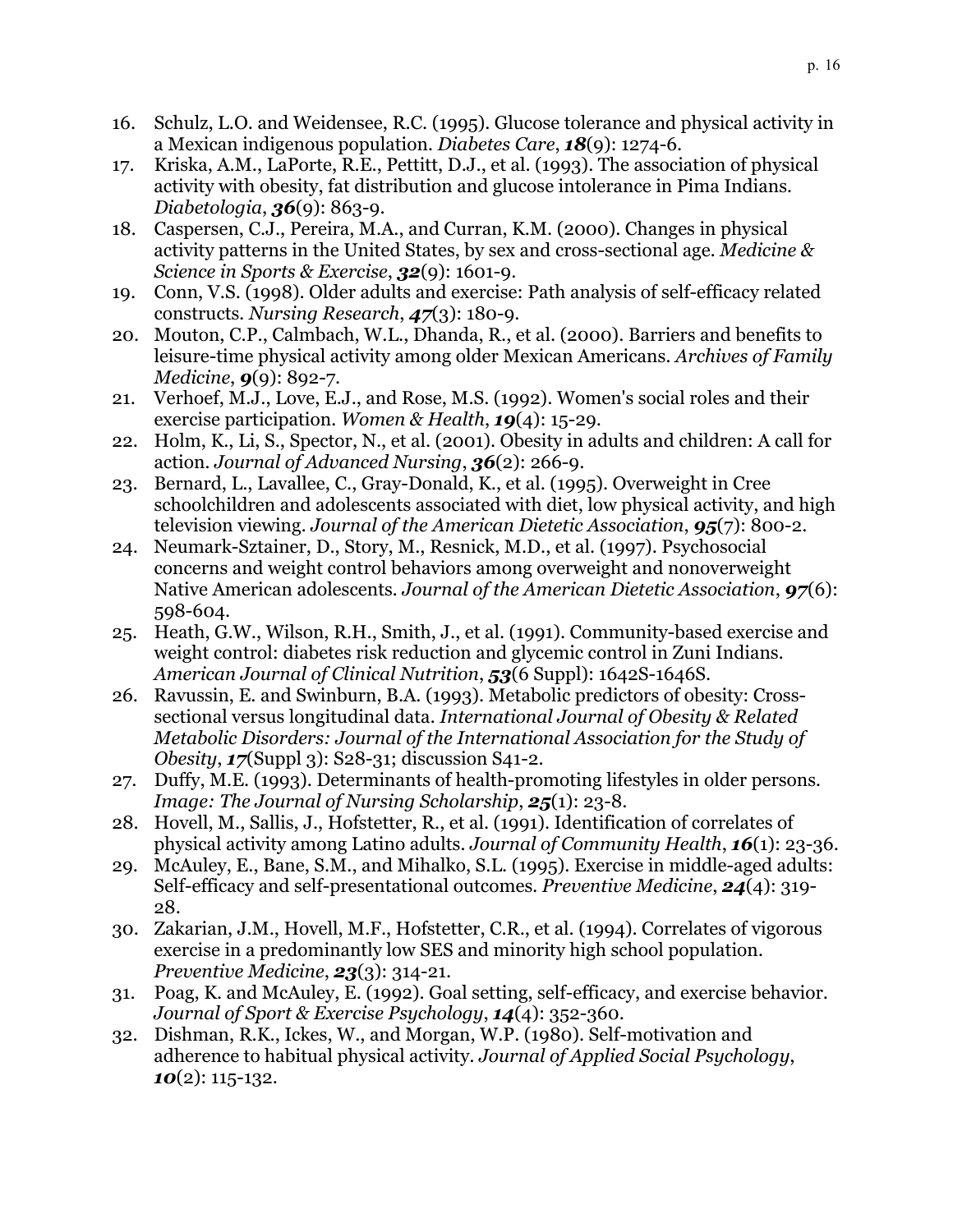16. Schulz, L.O. and Weidensee, R.C. (1995). Glucose tolerance and physical activity in a Mexican indigenous population. *Diabetes Care*, ***18***(9): 1274-6.
17. Kriska, A.M., LaPorte, R.E., Pettitt, D.J., et al. (1993). The association of physical activity with obesity, fat distribution and glucose intolerance in Pima Indians. *Diabetologia*, ***36***(9): 863-9.
18. Caspersen, C.J., Pereira, M.A., and Curran, K.M. (2000). Changes in physical activity patterns in the United States, by sex and cross-sectional age. *Medicine & Science in Sports & Exercise*, ***32***(9): 1601-9.
19. Conn, V.S. (1998). Older adults and exercise: Path analysis of self-efficacy related constructs. *Nursing Research*, ***47***(3): 180-9.
20. Mouton, C.P., Calmbach, W.L., Dhanda, R., et al. (2000). Barriers and benefits to leisure-time physical activity among older Mexican Americans. *Archives of Family Medicine*, ***9***(9): 892-7.
21. Verhoef, M.J., Love, E.J., and Rose, M.S. (1992). Women's social roles and their exercise participation. *Women & Health*, ***19***(4): 15-29.
22. Holm, K., Li, S., Spector, N., et al. (2001). Obesity in adults and children: A call for action. *Journal of Advanced Nursing*, ***36***(2): 266-9.
23. Bernard, L., Lavallee, C., Gray-Donald, K., et al. (1995). Overweight in Cree schoolchildren and adolescents associated with diet, low physical activity, and high television viewing. *Journal of the American Dietetic Association*, ***95***(7): 800-2.
24. Neumark-Sztainer, D., Story, M., Resnick, M.D., et al. (1997). Psychosocial concerns and weight control behaviors among overweight and nonoverweight Native American adolescents. *Journal of the American Dietetic Association*, ***97***(6): 598-604.
25. Heath, G.W., Wilson, R.H., Smith, J., et al. (1991). Community-based exercise and weight control: diabetes risk reduction and glycemic control in Zuni Indians. *American Journal of Clinical Nutrition*, ***53***(6 Suppl): 1642S-1646S.
26. Ravussin, E. and Swinburn, B.A. (1993). Metabolic predictors of obesity: Cross-sectional versus longitudinal data. *International Journal of Obesity & Related Metabolic Disorders: Journal of the International Association for the Study of Obesity*, ***17***(Suppl 3): S28-31; discussion S41-2.
27. Duffy, M.E. (1993). Determinants of health-promoting lifestyles in older persons. *Image: The Journal of Nursing Scholarship*, ***25***(1): 23-8.
28. Hovell, M., Sallis, J., Hofstetter, R., et al. (1991). Identification of correlates of physical activity among Latino adults. *Journal of Community Health*, ***16***(1): 23-36.
29. McAuley, E., Bane, S.M., and Mihalko, S.L. (1995). Exercise in middle-aged adults: Self-efficacy and self-presentational outcomes. *Preventive Medicine*, ***24***(4): 319-28.
30. Zakarian, J.M., Hovell, M.F., Hofstetter, C.R., et al. (1994). Correlates of vigorous exercise in a predominantly low SES and minority high school population. *Preventive Medicine*, ***23***(3): 314-21.
31. Poag, K. and McAuley, E. (1992). Goal setting, self-efficacy, and exercise behavior. *Journal of Sport & Exercise Psychology*, ***14***(4): 352-360.
32. Dishman, R.K., Ickes, W., and Morgan, W.P. (1980). Self-motivation and adherence to habitual physical activity. *Journal of Applied Social Psychology*, ***10***(2): 115-132.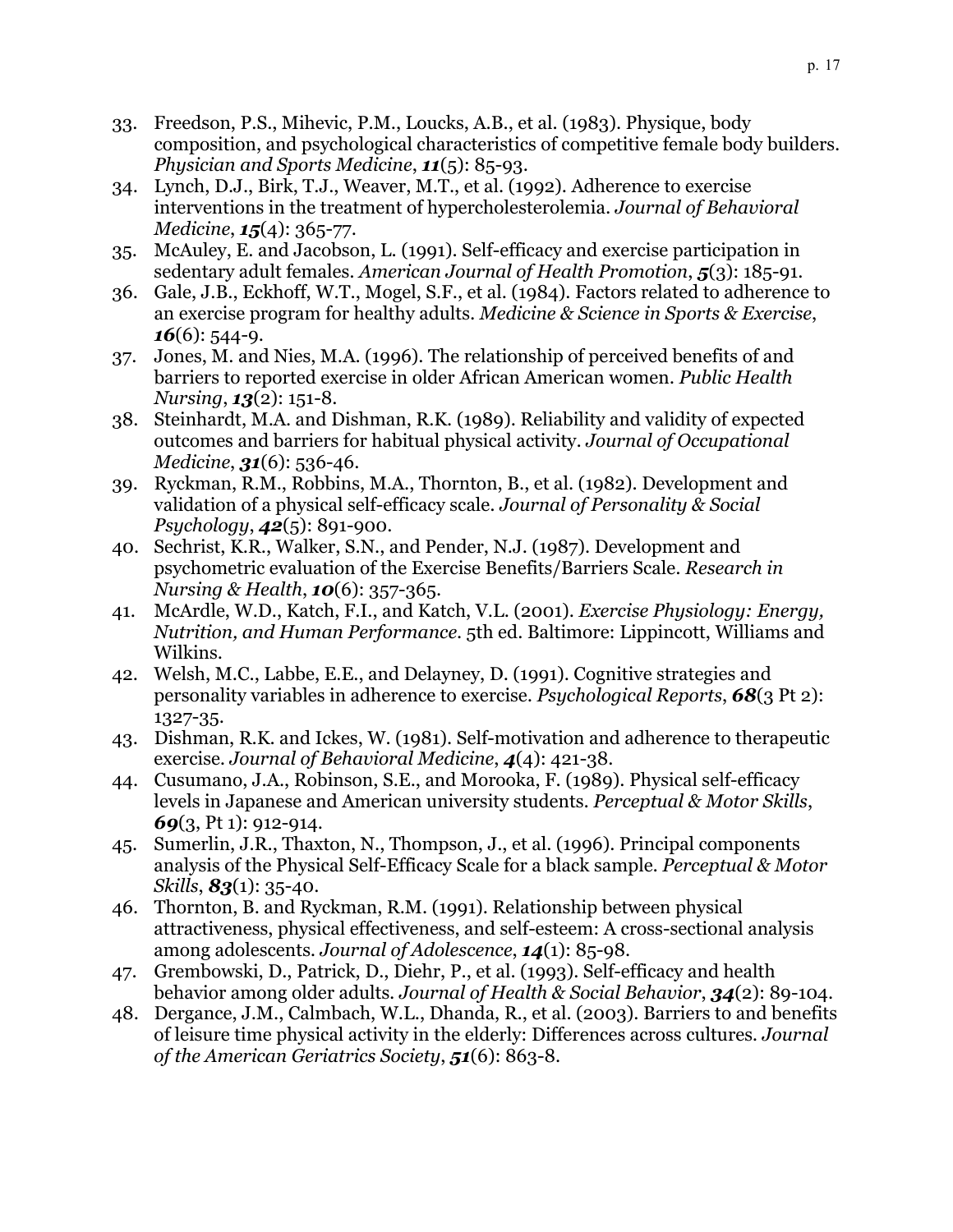33. Freedson, P.S., Mihevic, P.M., Loucks, A.B., et al. (1983). Physique, body composition, and psychological characteristics of competitive female body builders. *Physician and Sports Medicine*, ***11***(5): 85-93.
34. Lynch, D.J., Birk, T.J., Weaver, M.T., et al. (1992). Adherence to exercise interventions in the treatment of hypercholesterolemia. *Journal of Behavioral Medicine*, ***15***(4): 365-77.
35. McAuley, E. and Jacobson, L. (1991). Self-efficacy and exercise participation in sedentary adult females. *American Journal of Health Promotion*, ***5***(3): 185-91.
36. Gale, J.B., Eckhoff, W.T., Mogel, S.F., et al. (1984). Factors related to adherence to an exercise program for healthy adults. *Medicine & Science in Sports & Exercise*, ***16***(6): 544-9.
37. Jones, M. and Nies, M.A. (1996). The relationship of perceived benefits of and barriers to reported exercise in older African American women. *Public Health Nursing*, ***13***(2): 151-8.
38. Steinhardt, M.A. and Dishman, R.K. (1989). Reliability and validity of expected outcomes and barriers for habitual physical activity. *Journal of Occupational Medicine*, ***31***(6): 536-46.
39. Ryckman, R.M., Robbins, M.A., Thornton, B., et al. (1982). Development and validation of a physical self-efficacy scale. *Journal of Personality & Social Psychology*, ***42***(5): 891-900.
40. Sechrist, K.R., Walker, S.N., and Pender, N.J. (1987). Development and psychometric evaluation of the Exercise Benefits/Barriers Scale. *Research in Nursing & Health*, ***10***(6): 357-365.
41. McArdle, W.D., Katch, F.I., and Katch, V.L. (2001). *Exercise Physiology: Energy, Nutrition, and Human Performance*. 5th ed. Baltimore: Lippincott, Williams and Wilkins.
42. Welsh, M.C., Labbe, E.E., and Delayney, D. (1991). Cognitive strategies and personality variables in adherence to exercise. *Psychological Reports*, ***68***(3 Pt 2): 1327-35.
43. Dishman, R.K. and Ickes, W. (1981). Self-motivation and adherence to therapeutic exercise. *Journal of Behavioral Medicine*, ***4***(4): 421-38.
44. Cusumano, J.A., Robinson, S.E., and Morooka, F. (1989). Physical self-efficacy levels in Japanese and American university students. *Perceptual & Motor Skills*, ***69***(3, Pt 1): 912-914.
45. Sumerlin, J.R., Thaxton, N., Thompson, J., et al. (1996). Principal components analysis of the Physical Self-Efficacy Scale for a black sample. *Perceptual & Motor Skills*, ***83***(1): 35-40.
46. Thornton, B. and Ryckman, R.M. (1991). Relationship between physical attractiveness, physical effectiveness, and self-esteem: A cross-sectional analysis among adolescents. *Journal of Adolescence*, ***14***(1): 85-98.
47. Grembowski, D., Patrick, D., Diehr, P., et al. (1993). Self-efficacy and health behavior among older adults. *Journal of Health & Social Behavior*, ***34***(2): 89-104.
48. Dergance, J.M., Calmbach, W.L., Dhanda, R., et al. (2003). Barriers to and benefits of leisure time physical activity in the elderly: Differences across cultures. *Journal of the American Geriatrics Society*, ***51***(6): 863-8.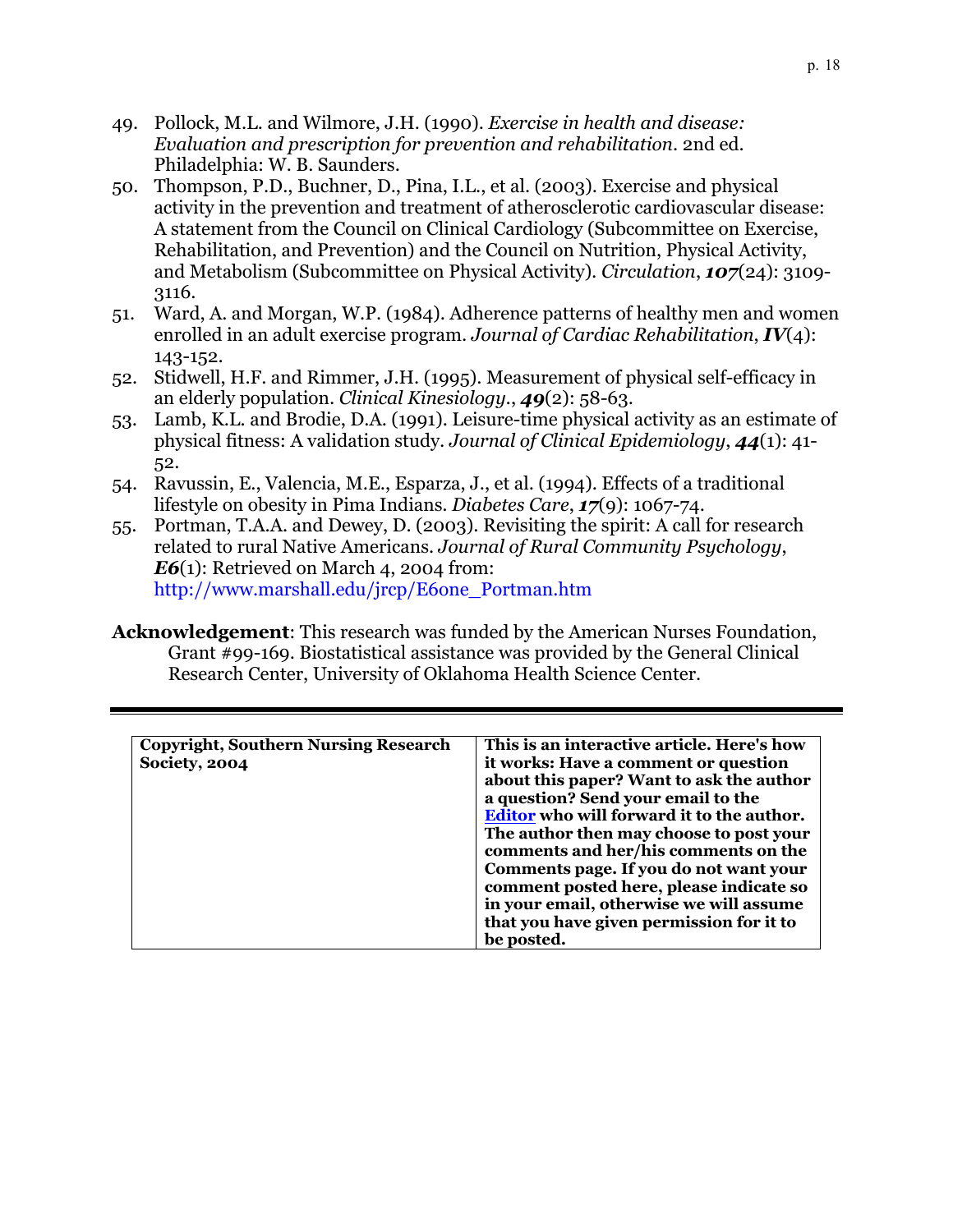49. Pollock, M.L. and Wilmore, J.H. (1990). *Exercise in health and disease: Evaluation and prescription for prevention and rehabilitation*. 2nd ed. Philadelphia: W. B. Saunders.
50. Thompson, P.D., Buchner, D., Pina, I.L., et al. (2003). Exercise and physical activity in the prevention and treatment of atherosclerotic cardiovascular disease: A statement from the Council on Clinical Cardiology (Subcommittee on Exercise, Rehabilitation, and Prevention) and the Council on Nutrition, Physical Activity, and Metabolism (Subcommittee on Physical Activity). *Circulation*, ***107***(24): 3109-3116.
51. Ward, A. and Morgan, W.P. (1984). Adherence patterns of healthy men and women enrolled in an adult exercise program. *Journal of Cardiac Rehabilitation*, ***IV***(4): 143-152.
52. Stidwell, H.F. and Rimmer, J.H. (1995). Measurement of physical self-efficacy in an elderly population. *Clinical Kinesiology.*, ***49***(2): 58-63.
53. Lamb, K.L. and Brodie, D.A. (1991). Leisure-time physical activity as an estimate of physical fitness: A validation study. *Journal of Clinical Epidemiology*, ***44***(1): 41-52.
54. Ravussin, E., Valencia, M.E., Esparza, J., et al. (1994). Effects of a traditional lifestyle on obesity in Pima Indians. *Diabetes Care*, ***17***(9): 1067-74.
55. Portman, T.A.A. and Dewey, D. (2003). Revisiting the spirit: A call for research related to rural Native Americans. *Journal of Rural Community Psychology*, ***E6***(1): Retrieved on March 4, 2004 from: http://www.marshall.edu/jrcp/E6one_Portman.htm

**Acknowledgement**: This research was funded by the American Nurses Foundation, Grant #99-169. Biostatistical assistance was provided by the General Clinical Research Center, University of Oklahoma Health Science Center.

---

| | |
|---|---|
| **Copyright, Southern Nursing Research Society, 2004** | **This is an interactive article. Here's how it works: Have a comment or question about this paper? Want to ask the author a question? Send your email to the Editor who will forward it to the author. The author then may choose to post your comments and her/his comments on the Comments page. If you do not want your comment posted here, please indicate so in your email, otherwise we will assume that you have given permission for it to be posted.** |